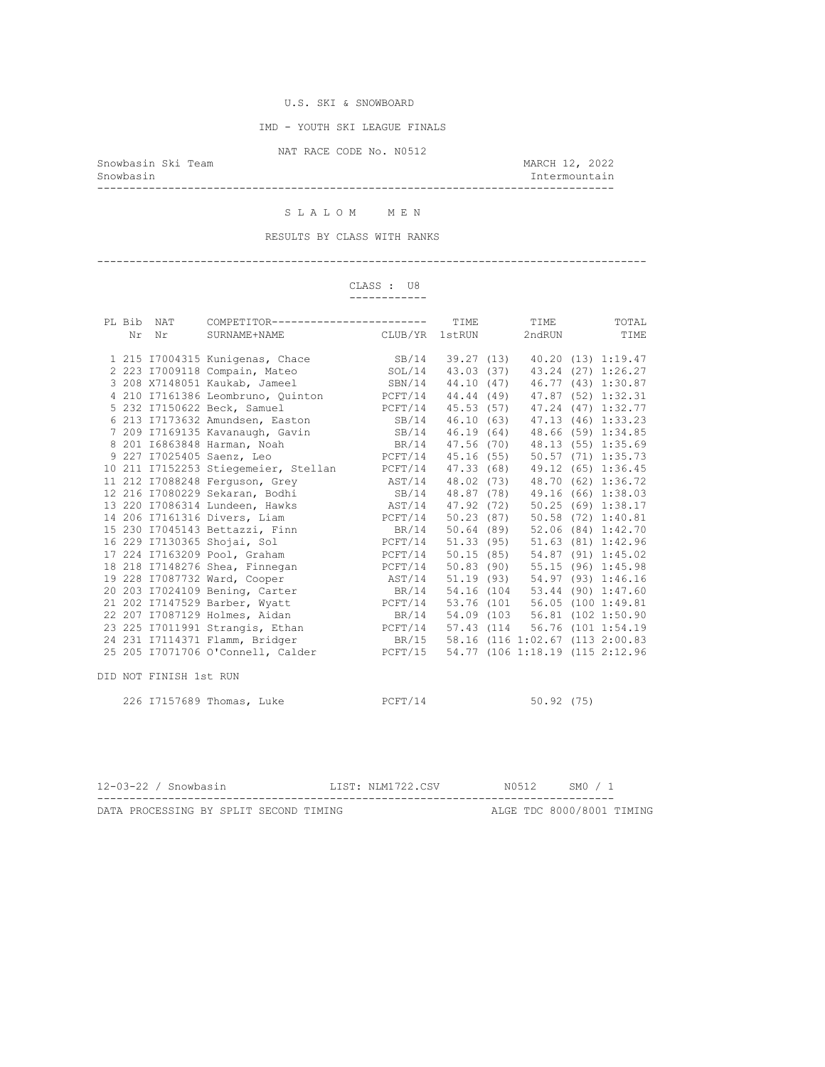U.S. SKI & SNOWBOARD

IMD - YOUTH SKI LEAGUE FINALS

NAT RACE CODE No. N0512

Snowbasin Ski Team — MARCH 12, 2022

Snowbasin — Intermountain

## S L A L O M   M E N

RESULTS BY CLASS WITH RANKS

### CLASS : U8

| PL | Bib Nr | NAT Nr | COMPETITOR SURNAME+NAME | CLUB/YR | TIME 1stRUN | TIME 2ndRUN | TOTAL TIME |
|---|---|---|---|---|---|---|---|
| 1 | 215 | I7004315 | Kunigenas, Chace | SB/14 | 39.27 (13) | 40.20 (13) | 1:19.47 |
| 2 | 223 | I7009118 | Compain, Mateo | SOL/14 | 43.03 (37) | 43.24 (27) | 1:26.27 |
| 3 | 208 | X7148051 | Kaukab, Jameel | SBN/14 | 44.10 (47) | 46.77 (43) | 1:30.87 |
| 4 | 210 | I7161386 | Leombruno, Quinton | PCFT/14 | 44.44 (49) | 47.87 (52) | 1:32.31 |
| 5 | 232 | I7150622 | Beck, Samuel | PCFT/14 | 45.53 (57) | 47.24 (47) | 1:32.77 |
| 6 | 213 | I7173632 | Amundsen, Easton | SB/14 | 46.10 (63) | 47.13 (46) | 1:33.23 |
| 7 | 209 | I7169135 | Kavanaugh, Gavin | SB/14 | 46.19 (64) | 48.66 (59) | 1:34.85 |
| 8 | 201 | I6863848 | Harman, Noah | BR/14 | 47.56 (70) | 48.13 (55) | 1:35.69 |
| 9 | 227 | I7025405 | Saenz, Leo | PCFT/14 | 45.16 (55) | 50.57 (71) | 1:35.73 |
| 10 | 211 | I7152253 | Stiegemeier, Stellan | PCFT/14 | 47.33 (68) | 49.12 (65) | 1:36.45 |
| 11 | 212 | I7088248 | Ferguson, Grey | AST/14 | 48.02 (73) | 48.70 (62) | 1:36.72 |
| 12 | 216 | I7080229 | Sekaran, Bodhi | SB/14 | 48.87 (78) | 49.16 (66) | 1:38.03 |
| 13 | 220 | I7086314 | Lundeen, Hawks | AST/14 | 47.92 (72) | 50.25 (69) | 1:38.17 |
| 14 | 206 | I7161316 | Divers, Liam | PCFT/14 | 50.23 (87) | 50.58 (72) | 1:40.81 |
| 15 | 230 | I7045143 | Bettazzi, Finn | BR/14 | 50.64 (89) | 52.06 (84) | 1:42.70 |
| 16 | 229 | I7130365 | Shojai, Sol | PCFT/14 | 51.33 (95) | 51.63 (81) | 1:42.96 |
| 17 | 224 | I7163209 | Pool, Graham | PCFT/14 | 50.15 (85) | 54.87 (91) | 1:45.02 |
| 18 | 218 | I7148276 | Shea, Finnegan | PCFT/14 | 50.83 (90) | 55.15 (96) | 1:45.98 |
| 19 | 228 | I7087732 | Ward, Cooper | AST/14 | 51.19 (93) | 54.97 (93) | 1:46.16 |
| 20 | 203 | I7024109 | Bening, Carter | BR/14 | 54.16 (104 | 53.44 (90) | 1:47.60 |
| 21 | 202 | I7147529 | Barber, Wyatt | PCFT/14 | 53.76 (101 | 56.05 (100 | 1:49.81 |
| 22 | 207 | I7087129 | Holmes, Aidan | BR/14 | 54.09 (103 | 56.81 (102 | 1:50.90 |
| 23 | 225 | I7011991 | Strangis, Ethan | PCFT/14 | 57.43 (114 | 56.76 (101 | 1:54.19 |
| 24 | 231 | I7114371 | Flamm, Bridger | BR/15 | 58.16 (116 | 1:02.67 (113 | 2:00.83 |
| 25 | 205 | I7071706 | O'Connell, Calder | PCFT/15 | 54.77 (106 | 1:18.19 (115 | 2:12.96 |

DID NOT FINISH 1st RUN

| PL | Bib Nr | NAT Nr | COMPETITOR SURNAME+NAME | CLUB/YR | TIME 1stRUN | TIME 2ndRUN | TOTAL TIME |
|---|---|---|---|---|---|---|---|
| | 226 | I7157689 | Thomas, Luke | PCFT/14 | | 50.92 (75) | |

12-03-22 / Snowbasin — LIST: NLM1722.CSV — N0512 — SM0 / 1

DATA PROCESSING BY SPLIT SECOND TIMING — ALGE TDC 8000/8001 TIMING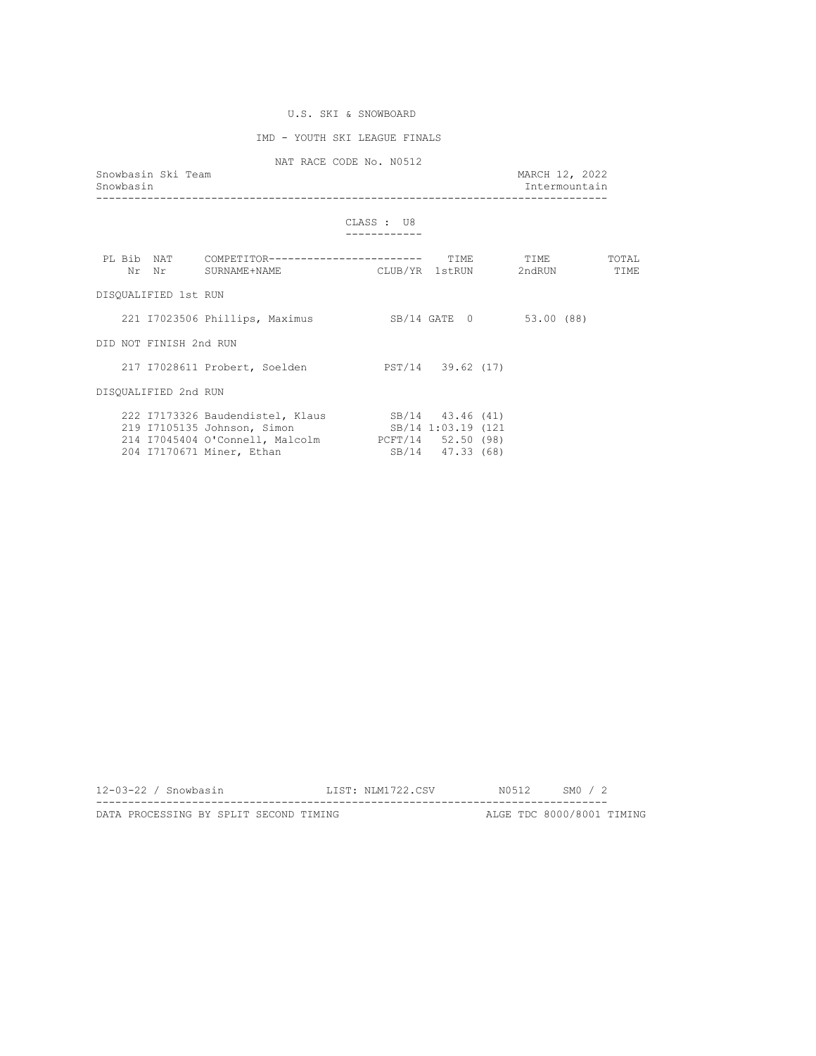U.S. SKI & SNOWBOARD

IMD - YOUTH SKI LEAGUE FINALS

NAT RACE CODE No. N0512

Snowbasin Ski Team — MARCH 12, 2022

Snowbasin — Intermountain

CLASS : U8

| PL | Bib Nr | NAT Nr | COMPETITOR SURNAME+NAME | CLUB/YR | TIME 1stRUN | TIME 2ndRUN | TOTAL TIME |
|---|---|---|---|---|---|---|---|
| **DISQUALIFIED 1st RUN** | | | | | | | |
| | 221 | I7023506 | Phillips, Maximus | SB/14 | GATE 0 | 53.00 (88) | |
| **DID NOT FINISH 2nd RUN** | | | | | | | |
| | 217 | I7028611 | Probert, Soelden | PST/14 | 39.62 (17) | | |
| **DISQUALIFIED 2nd RUN** | | | | | | | |
| | 222 | I7173326 | Baudendistel, Klaus | SB/14 | 43.46 (41) | | |
| | 219 | I7105135 | Johnson, Simon | SB/14 | 1:03.19 (121 | | |
| | 214 | I7045404 | O'Connell, Malcolm | PCFT/14 | 52.50 (98) | | |
| | 204 | I7170671 | Miner, Ethan | SB/14 | 47.33 (68) | | |

12-03-22 / Snowbasin — LIST: NLM1722.CSV — N0512 — SM0 / 2

DATA PROCESSING BY SPLIT SECOND TIMING — ALGE TDC 8000/8001 TIMING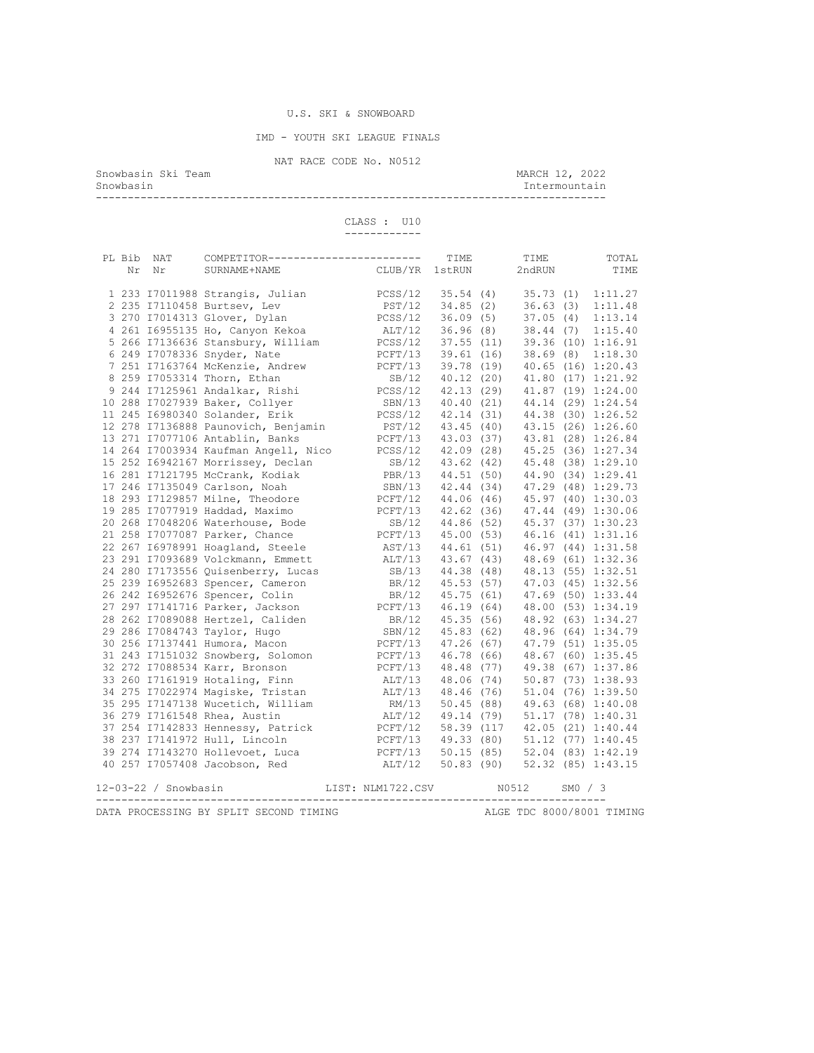U.S. SKI & SNOWBOARD

IMD - YOUTH SKI LEAGUE FINALS

NAT RACE CODE No. N0512

Snowbasin Ski Team — MARCH 12, 2022

Snowbasin — Intermountain

CLASS : U10

| PL | Bib Nr | NAT Nr | COMPETITOR / SURNAME+NAME | CLUB/YR | TIME 1stRUN | TIME 2ndRUN | TOTAL TIME |
|---|---|---|---|---|---|---|---|
| 1 | 233 | I7011988 | Strangis, Julian | PCSS/12 | 35.54 (4) | 35.73 (1) | 1:11.27 |
| 2 | 235 | I7110458 | Burtsev, Lev | PST/12 | 34.85 (2) | 36.63 (3) | 1:11.48 |
| 3 | 270 | I7014313 | Glover, Dylan | PCSS/12 | 36.09 (5) | 37.05 (4) | 1:13.14 |
| 4 | 261 | I6955135 | Ho, Canyon Kekoa | ALT/12 | 36.96 (8) | 38.44 (7) | 1:15.40 |
| 5 | 266 | I7136636 | Stansbury, William | PCSS/12 | 37.55 (11) | 39.36 (10) | 1:16.91 |
| 6 | 249 | I7078336 | Snyder, Nate | PCFT/13 | 39.61 (16) | 38.69 (8) | 1:18.30 |
| 7 | 251 | I7163764 | McKenzie, Andrew | PCFT/13 | 39.78 (19) | 40.65 (16) | 1:20.43 |
| 8 | 259 | I7053314 | Thorn, Ethan | SB/12 | 40.12 (20) | 41.80 (17) | 1:21.92 |
| 9 | 244 | I7125961 | Andalkar, Rishi | PCSS/12 | 42.13 (29) | 41.87 (19) | 1:24.00 |
| 10 | 288 | I7027939 | Baker, Collyer | SBN/13 | 40.40 (21) | 44.14 (29) | 1:24.54 |
| 11 | 245 | I6980340 | Solander, Erik | PCSS/12 | 42.14 (31) | 44.38 (30) | 1:26.52 |
| 12 | 278 | I7136888 | Paunovich, Benjamin | PST/12 | 43.45 (40) | 43.15 (26) | 1:26.60 |
| 13 | 271 | I7077106 | Antablin, Banks | PCFT/13 | 43.03 (37) | 43.81 (28) | 1:26.84 |
| 14 | 264 | I7003934 | Kaufman Angell, Nico | PCSS/12 | 42.09 (28) | 45.25 (36) | 1:27.34 |
| 15 | 252 | I6942167 | Morrissey, Declan | SB/12 | 43.62 (42) | 45.48 (38) | 1:29.10 |
| 16 | 281 | I7121795 | McCrank, Kodiak | PBR/13 | 44.51 (50) | 44.90 (34) | 1:29.41 |
| 17 | 246 | I7135049 | Carlson, Noah | SBN/13 | 42.44 (34) | 47.29 (48) | 1:29.73 |
| 18 | 293 | I7129857 | Milne, Theodore | PCFT/12 | 44.06 (46) | 45.97 (40) | 1:30.03 |
| 19 | 285 | I7077919 | Haddad, Maximo | PCFT/13 | 42.62 (36) | 47.44 (49) | 1:30.06 |
| 20 | 268 | I7048206 | Waterhouse, Bode | SB/12 | 44.86 (52) | 45.37 (37) | 1:30.23 |
| 21 | 258 | I7077087 | Parker, Chance | PCFT/13 | 45.00 (53) | 46.16 (41) | 1:31.16 |
| 22 | 267 | I6978991 | Hoagland, Steele | AST/13 | 44.61 (51) | 46.97 (44) | 1:31.58 |
| 23 | 291 | I7093689 | Volckmann, Emmett | ALT/13 | 43.67 (43) | 48.69 (61) | 1:32.36 |
| 24 | 280 | I7173556 | Quisenberry, Lucas | SB/13 | 44.38 (48) | 48.13 (55) | 1:32.51 |
| 25 | 239 | I6952683 | Spencer, Cameron | BR/12 | 45.53 (57) | 47.03 (45) | 1:32.56 |
| 26 | 242 | I6952676 | Spencer, Colin | BR/12 | 45.75 (61) | 47.69 (50) | 1:33.44 |
| 27 | 297 | I7141716 | Parker, Jackson | PCFT/13 | 46.19 (64) | 48.00 (53) | 1:34.19 |
| 28 | 262 | I7089088 | Hertzel, Caliden | BR/12 | 45.35 (56) | 48.92 (63) | 1:34.27 |
| 29 | 286 | I7084743 | Taylor, Hugo | SBN/12 | 45.83 (62) | 48.96 (64) | 1:34.79 |
| 30 | 256 | I7137441 | Humora, Macon | PCFT/13 | 47.26 (67) | 47.79 (51) | 1:35.05 |
| 31 | 243 | I7151032 | Snowberg, Solomon | PCFT/13 | 46.78 (66) | 48.67 (60) | 1:35.45 |
| 32 | 272 | I7088534 | Karr, Bronson | PCFT/13 | 48.48 (77) | 49.38 (67) | 1:37.86 |
| 33 | 260 | I7161919 | Hotaling, Finn | ALT/13 | 48.06 (74) | 50.87 (73) | 1:38.93 |
| 34 | 275 | I7022974 | Magiske, Tristan | ALT/13 | 48.46 (76) | 51.04 (76) | 1:39.50 |
| 35 | 295 | I7147138 | Wucetich, William | RM/13 | 50.45 (88) | 49.63 (68) | 1:40.08 |
| 36 | 279 | I7161548 | Rhea, Austin | ALT/12 | 49.14 (79) | 51.17 (78) | 1:40.31 |
| 37 | 254 | I7142833 | Hennessy, Patrick | PCFT/12 | 58.39 (117 | 42.05 (21) | 1:40.44 |
| 38 | 237 | I7141972 | Hull, Lincoln | PCFT/13 | 49.33 (80) | 51.12 (77) | 1:40.45 |
| 39 | 274 | I7143270 | Hollevoet, Luca | PCFT/13 | 50.15 (85) | 52.04 (83) | 1:42.19 |
| 40 | 257 | I7057408 | Jacobson, Red | ALT/12 | 50.83 (90) | 52.32 (85) | 1:43.15 |

12-03-22 / Snowbasin — LIST: NLM1722.CSV — N0512 — SM0 / 3

DATA PROCESSING BY SPLIT SECOND TIMING — ALGE TDC 8000/8001 TIMING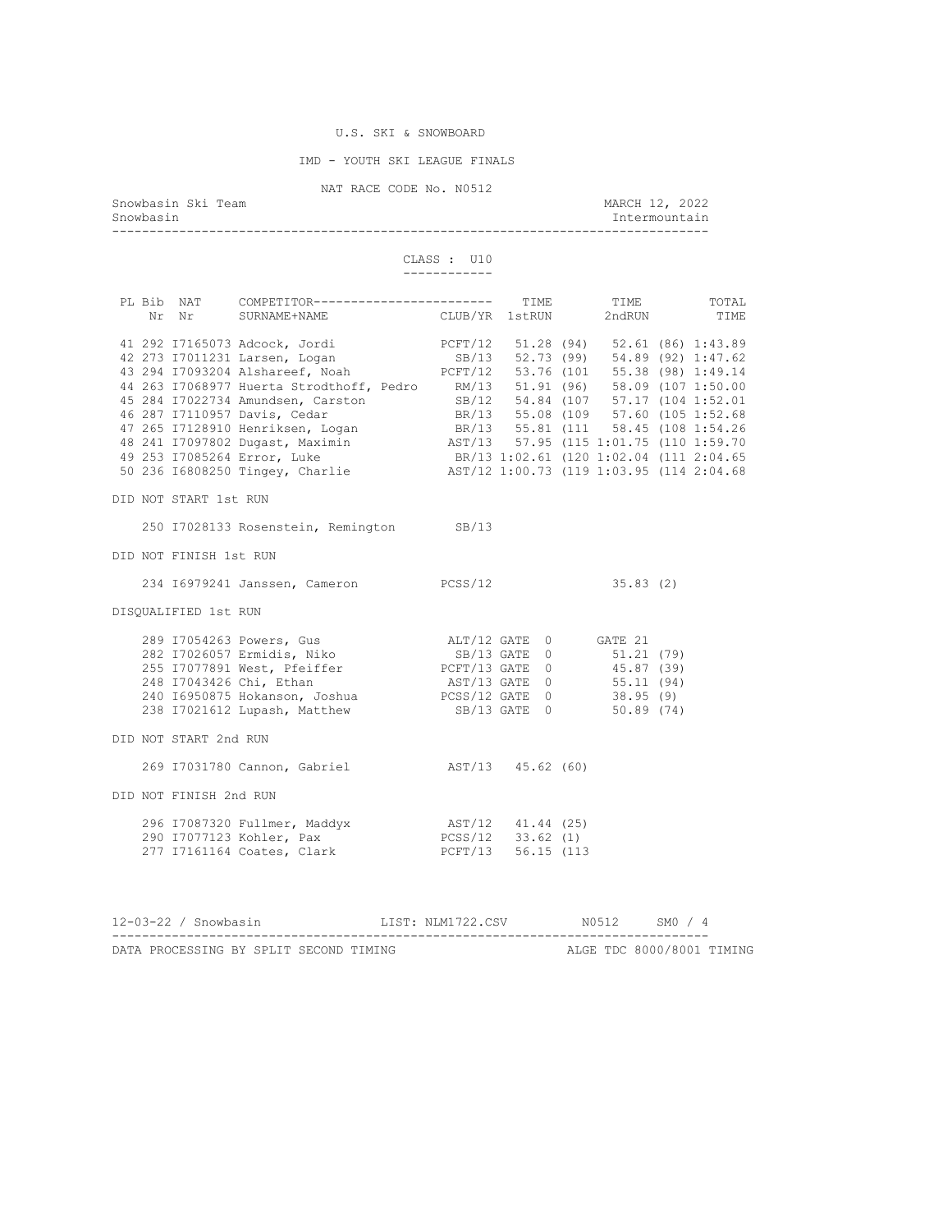U.S. SKI & SNOWBOARD

IMD - YOUTH SKI LEAGUE FINALS

NAT RACE CODE No. N0512

Snowbasin Ski Team — MARCH 12, 2022

Snowbasin — Intermountain

CLASS : U10

| PL | Bib Nr | NAT Nr | COMPETITOR SURNAME+NAME | CLUB/YR | TIME 1stRUN | | TIME 2ndRUN | | TOTAL TIME |
|---|---|---|---|---|---|---|---|---|---|
| 41 | 292 | I7165073 | Adcock, Jordi | PCFT/12 | 51.28 | (94) | 52.61 | (86) | 1:43.89 |
| 42 | 273 | I7011231 | Larsen, Logan | SB/13 | 52.73 | (99) | 54.89 | (92) | 1:47.62 |
| 43 | 294 | I7093204 | Alshareef, Noah | PCFT/12 | 53.76 | (101 | 55.38 | (98) | 1:49.14 |
| 44 | 263 | I7068977 | Huerta Strodthoff, Pedro | RM/13 | 51.91 | (96) | 58.09 | (107 | 1:50.00 |
| 45 | 284 | I7022734 | Amundsen, Carston | SB/12 | 54.84 | (107 | 57.17 | (104 | 1:52.01 |
| 46 | 287 | I7110957 | Davis, Cedar | BR/13 | 55.08 | (109 | 57.60 | (105 | 1:52.68 |
| 47 | 265 | I7128910 | Henriksen, Logan | BR/13 | 55.81 | (111 | 58.45 | (108 | 1:54.26 |
| 48 | 241 | I7097802 | Dugast, Maximin | AST/13 | 57.95 | (115 | 1:01.75 | (110 | 1:59.70 |
| 49 | 253 | I7085264 | Error, Luke | BR/13 | 1:02.61 | (120 | 1:02.04 | (111 | 2:04.65 |
| 50 | 236 | I6808250 | Tingey, Charlie | AST/12 | 1:00.73 | (119 | 1:03.95 | (114 | 2:04.68 |

DID NOT START 1st RUN

| Bib Nr | NAT Nr | COMPETITOR | CLUB/YR |
|---|---|---|---|
| 250 | I7028133 | Rosenstein, Remington | SB/13 |

DID NOT FINISH 1st RUN

| Bib Nr | NAT Nr | COMPETITOR | CLUB/YR | 1stRUN | 2ndRUN |
|---|---|---|---|---|---|
| 234 | I6979241 | Janssen, Cameron | PCSS/12 | | 35.83 (2) |

DISQUALIFIED 1st RUN

| Bib Nr | NAT Nr | COMPETITOR | CLUB/YR | 1stRUN | 2ndRUN |
|---|---|---|---|---|---|
| 289 | I7054263 | Powers, Gus | ALT/12 | GATE 0 | GATE 21 |
| 282 | I7026057 | Ermidis, Niko | SB/13 | GATE 0 | 51.21 (79) |
| 255 | I7077891 | West, Pfeiffer | PCFT/13 | GATE 0 | 45.87 (39) |
| 248 | I7043426 | Chi, Ethan | AST/13 | GATE 0 | 55.11 (94) |
| 240 | I6950875 | Hokanson, Joshua | PCSS/12 | GATE 0 | 38.95 (9) |
| 238 | I7021612 | Lupash, Matthew | SB/13 | GATE 0 | 50.89 (74) |

DID NOT START 2nd RUN

| Bib Nr | NAT Nr | COMPETITOR | CLUB/YR | 1stRUN |
|---|---|---|---|---|
| 269 | I7031780 | Cannon, Gabriel | AST/13 | 45.62 (60) |

DID NOT FINISH 2nd RUN

| Bib Nr | NAT Nr | COMPETITOR | CLUB/YR | 1stRUN |
|---|---|---|---|---|
| 296 | I7087320 | Fullmer, Maddyx | AST/12 | 41.44 (25) |
| 290 | I7077123 | Kohler, Pax | PCSS/12 | 33.62 (1) |
| 277 | I7161164 | Coates, Clark | PCFT/13 | 56.15 (113 |

12-03-22 / Snowbasin — LIST: NLM1722.CSV — N0512 — SM0 / 4

DATA PROCESSING BY SPLIT SECOND TIMING — ALGE TDC 8000/8001 TIMING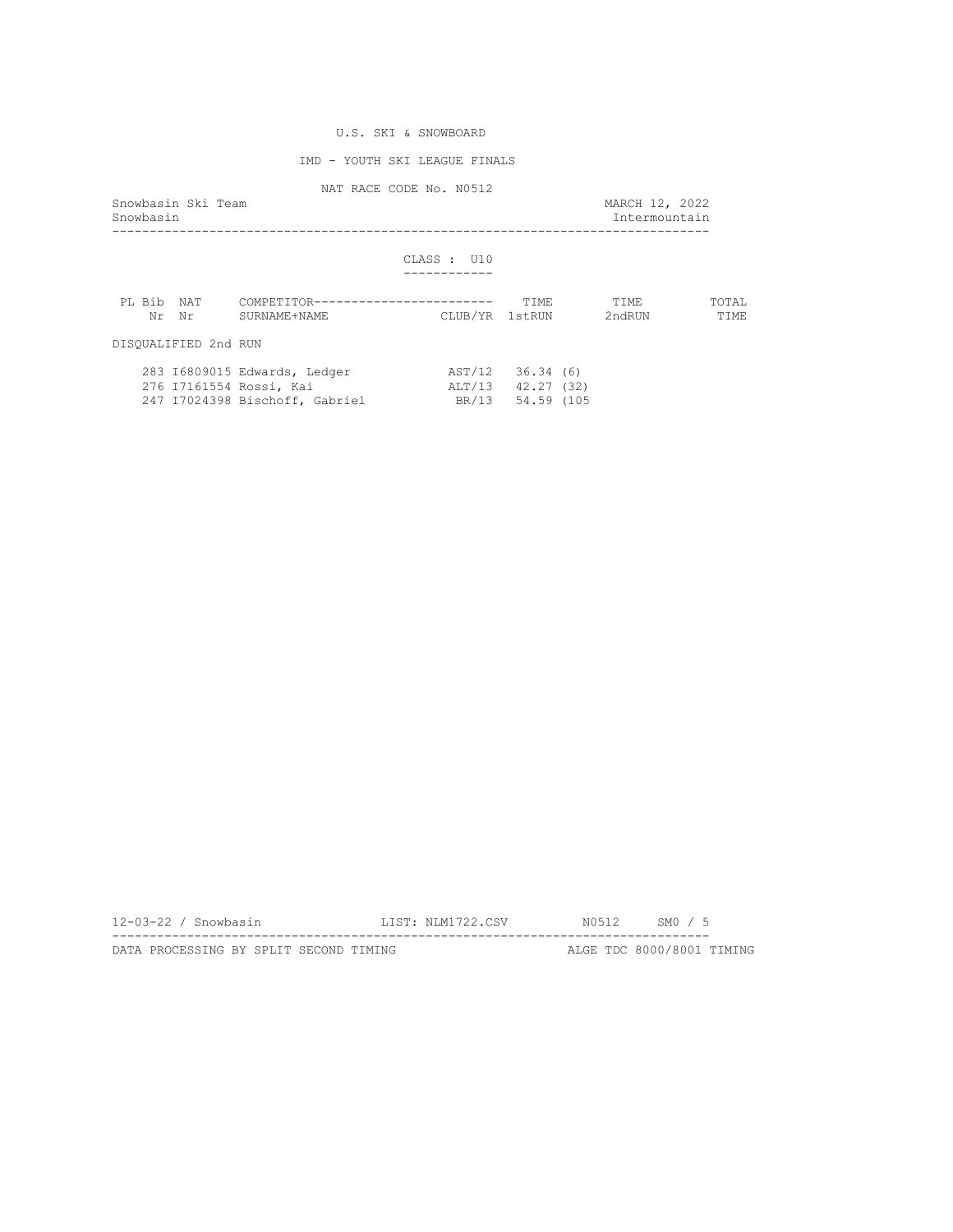U.S. SKI & SNOWBOARD

IMD - YOUTH SKI LEAGUE FINALS

NAT RACE CODE No. N0512

Snowbasin Ski Team — MARCH 12, 2022

Snowbasin — Intermountain

CLASS : U10

| PL | Bib Nr | NAT Nr | COMPETITOR SURNAME+NAME | CLUB/YR | TIME 1stRUN | TIME 2ndRUN | TOTAL TIME |
|---|---|---|---|---|---|---|---|
| DISQUALIFIED 2nd RUN | | | | | | | |
| | 283 | I6809015 | Edwards, Ledger | AST/12 | 36.34 (6) | | |
| | 276 | I7161554 | Rossi, Kai | ALT/13 | 42.27 (32) | | |
| | 247 | I7024398 | Bischoff, Gabriel | BR/13 | 54.59 (105 | | |

12-03-22 / Snowbasin — LIST: NLM1722.CSV — N0512 — SM0 / 5

DATA PROCESSING BY SPLIT SECOND TIMING — ALGE TDC 8000/8001 TIMING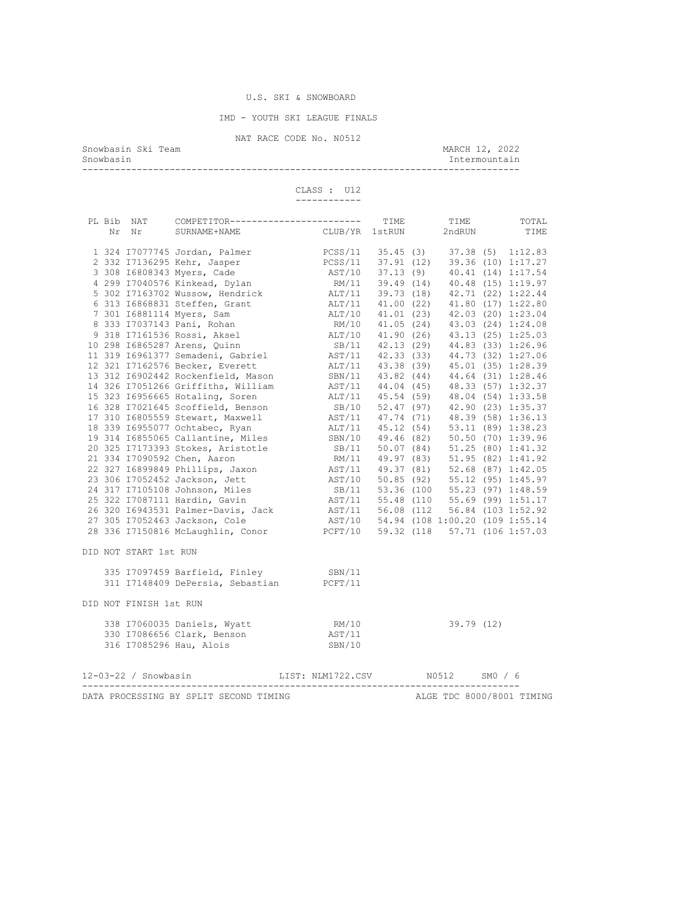U.S. SKI & SNOWBOARD

IMD - YOUTH SKI LEAGUE FINALS

NAT RACE CODE No. N0512

Snowbasin Ski Team — MARCH 12, 2022
Snowbasin — Intermountain

CLASS : U12

| PL | Bib Nr | NAT Nr | COMPETITOR SURNAME+NAME | CLUB/YR | TIME 1stRUN | TIME 2ndRUN | TOTAL TIME |
|---|---|---|---|---|---|---|---|
| 1 | 324 | I7077745 | Jordan, Palmer | PCSS/11 | 35.45 (3) | 37.38 (5) | 1:12.83 |
| 2 | 332 | I7136295 | Kehr, Jasper | PCSS/11 | 37.91 (12) | 39.36 (10) | 1:17.27 |
| 3 | 308 | I6808343 | Myers, Cade | AST/10 | 37.13 (9) | 40.41 (14) | 1:17.54 |
| 4 | 299 | I7040576 | Kinkead, Dylan | RM/11 | 39.49 (14) | 40.48 (15) | 1:19.97 |
| 5 | 302 | I7163702 | Wussow, Hendrick | ALT/11 | 39.73 (18) | 42.71 (22) | 1:22.44 |
| 6 | 313 | I6868831 | Steffen, Grant | ALT/11 | 41.00 (22) | 41.80 (17) | 1:22.80 |
| 7 | 301 | I6881114 | Myers, Sam | ALT/10 | 41.01 (23) | 42.03 (20) | 1:23.04 |
| 8 | 333 | I7037143 | Pani, Rohan | RM/10 | 41.05 (24) | 43.03 (24) | 1:24.08 |
| 9 | 318 | I7161536 | Rossi, Aksel | ALT/10 | 41.90 (26) | 43.13 (25) | 1:25.03 |
| 10 | 298 | I6865287 | Arens, Quinn | SB/11 | 42.13 (29) | 44.83 (33) | 1:26.96 |
| 11 | 319 | I6961377 | Semadeni, Gabriel | AST/11 | 42.33 (33) | 44.73 (32) | 1:27.06 |
| 12 | 321 | I7162576 | Becker, Everett | ALT/11 | 43.38 (39) | 45.01 (35) | 1:28.39 |
| 13 | 312 | I6902442 | Rockenfield, Mason | SBN/11 | 43.82 (44) | 44.64 (31) | 1:28.46 |
| 14 | 326 | I7051266 | Griffiths, William | AST/11 | 44.04 (45) | 48.33 (57) | 1:32.37 |
| 15 | 323 | I6956665 | Hotaling, Soren | ALT/11 | 45.54 (59) | 48.04 (54) | 1:33.58 |
| 16 | 328 | I7021645 | Scoffield, Benson | SB/10 | 52.47 (97) | 42.90 (23) | 1:35.37 |
| 17 | 310 | I6805559 | Stewart, Maxwell | AST/11 | 47.74 (71) | 48.39 (58) | 1:36.13 |
| 18 | 339 | I6955077 | Ochtabec, Ryan | ALT/11 | 45.12 (54) | 53.11 (89) | 1:38.23 |
| 19 | 314 | I6855065 | Callantine, Miles | SBN/10 | 49.46 (82) | 50.50 (70) | 1:39.96 |
| 20 | 325 | I7173393 | Stokes, Aristotle | SB/11 | 50.07 (84) | 51.25 (80) | 1:41.32 |
| 21 | 334 | I7090592 | Chen, Aaron | RM/11 | 49.97 (83) | 51.95 (82) | 1:41.92 |
| 22 | 327 | I6899849 | Phillips, Jaxon | AST/11 | 49.37 (81) | 52.68 (87) | 1:42.05 |
| 23 | 306 | I7052452 | Jackson, Jett | AST/10 | 50.85 (92) | 55.12 (95) | 1:45.97 |
| 24 | 317 | I7105108 | Johnson, Miles | SB/11 | 53.36 (100 | 55.23 (97) | 1:48.59 |
| 25 | 322 | I7087111 | Hardin, Gavin | AST/11 | 55.48 (110 | 55.69 (99) | 1:51.17 |
| 26 | 320 | I6943531 | Palmer-Davis, Jack | AST/11 | 56.08 (112 | 56.84 (103 | 1:52.92 |
| 27 | 305 | I7052463 | Jackson, Cole | AST/10 | 54.94 (108 | 1:00.20 (109 | 1:55.14 |
| 28 | 336 | I7150816 | McLaughlin, Conor | PCFT/10 | 59.32 (118 | 57.71 (106 | 1:57.03 |

DID NOT START 1st RUN

| Bib Nr | NAT Nr | COMPETITOR | CLUB/YR |
|---|---|---|---|
| 335 | I7097459 | Barfield, Finley | SBN/11 |
| 311 | I7148409 | DePersia, Sebastian | PCFT/11 |

DID NOT FINISH 1st RUN

| Bib Nr | NAT Nr | COMPETITOR | CLUB/YR | TIME 2ndRUN |
|---|---|---|---|---|
| 338 | I7060035 | Daniels, Wyatt | RM/10 | 39.79 (12) |
| 330 | I7086656 | Clark, Benson | AST/11 | |
| 316 | I7085296 | Hau, Alois | SBN/10 | |

12-03-22 / Snowbasin — LIST: NLM1722.CSV — N0512 — SM0 / 6

DATA PROCESSING BY SPLIT SECOND TIMING — ALGE TDC 8000/8001 TIMING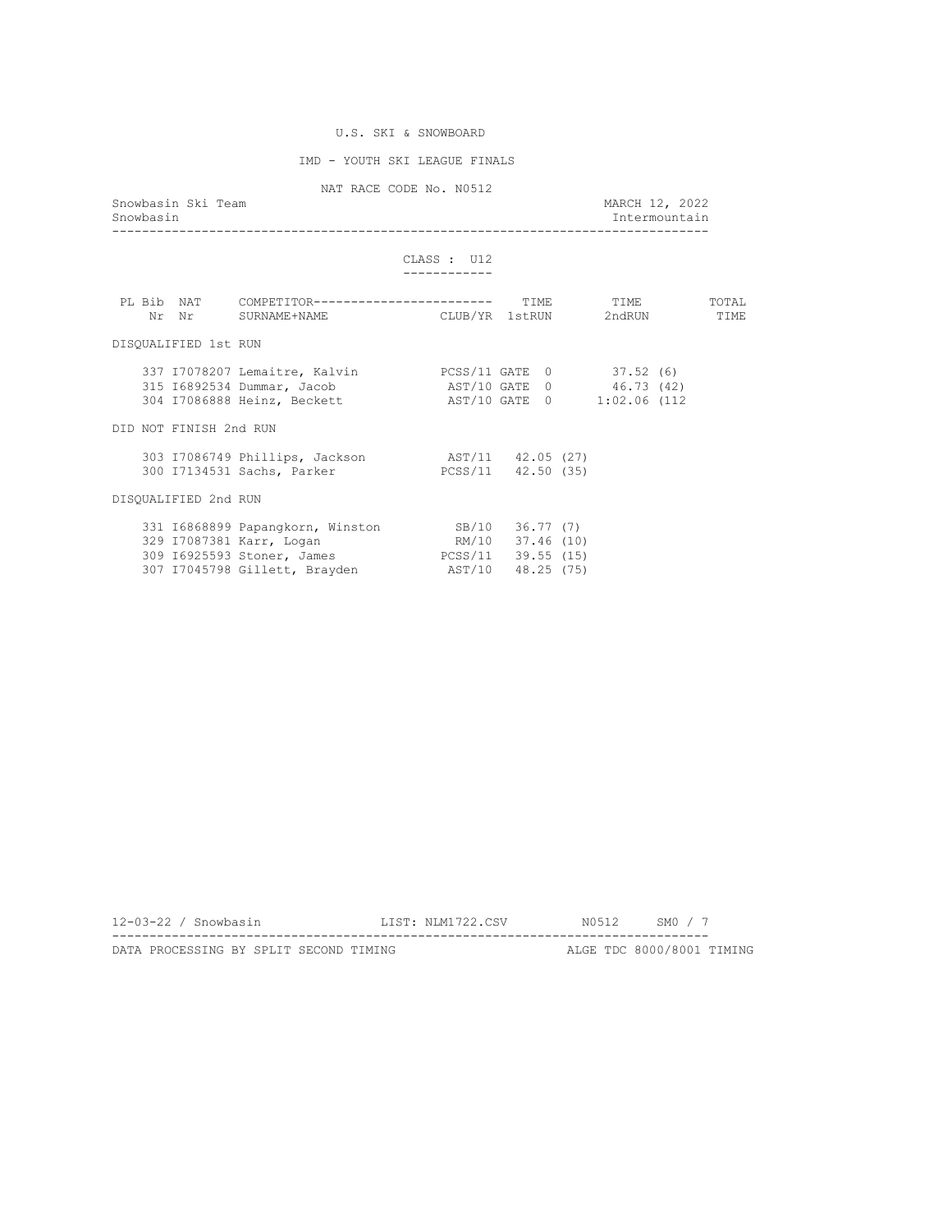U.S. SKI & SNOWBOARD

IMD - YOUTH SKI LEAGUE FINALS

NAT RACE CODE No. N0512

Snowbasin Ski Team — MARCH 12, 2022

Snowbasin — Intermountain

CLASS : U12

| PL | Bib Nr | NAT Nr | COMPETITOR SURNAME+NAME | CLUB/YR | TIME 1stRUN | TIME 2ndRUN | TOTAL TIME |
|---|---|---|---|---|---|---|---|
| **DISQUALIFIED 1st RUN** | | | | | | | |
| | 337 | I7078207 | Lemaitre, Kalvin | PCSS/11 | GATE 0 | 37.52 (6) | |
| | 315 | I6892534 | Dummar, Jacob | AST/10 | GATE 0 | 46.73 (42) | |
| | 304 | I7086888 | Heinz, Beckett | AST/10 | GATE 0 | 1:02.06 (112 | |
| **DID NOT FINISH 2nd RUN** | | | | | | | |
| | 303 | I7086749 | Phillips, Jackson | AST/11 | 42.05 (27) | | |
| | 300 | I7134531 | Sachs, Parker | PCSS/11 | 42.50 (35) | | |
| **DISQUALIFIED 2nd RUN** | | | | | | | |
| | 331 | I6868899 | Papangkorn, Winston | SB/10 | 36.77 (7) | | |
| | 329 | I7087381 | Karr, Logan | RM/10 | 37.46 (10) | | |
| | 309 | I6925593 | Stoner, James | PCSS/11 | 39.55 (15) | | |
| | 307 | I7045798 | Gillett, Brayden | AST/10 | 48.25 (75) | | |

12-03-22 / Snowbasin — LIST: NLM1722.CSV — N0512 — SM0 / 7

DATA PROCESSING BY SPLIT SECOND TIMING — ALGE TDC 8000/8001 TIMING